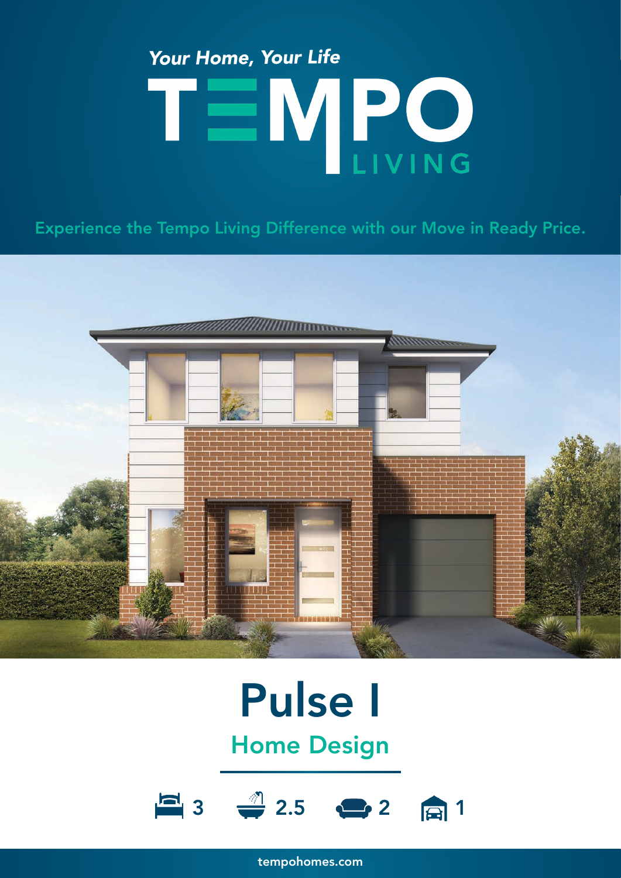*Your Home, Your Life*

# TEMPO LIVING

Experience the Tempo Living Difference with our Move in Ready Price.

# Pulse I

## Home Design

3 | 2.5 | 2 | 1

tempohomes.com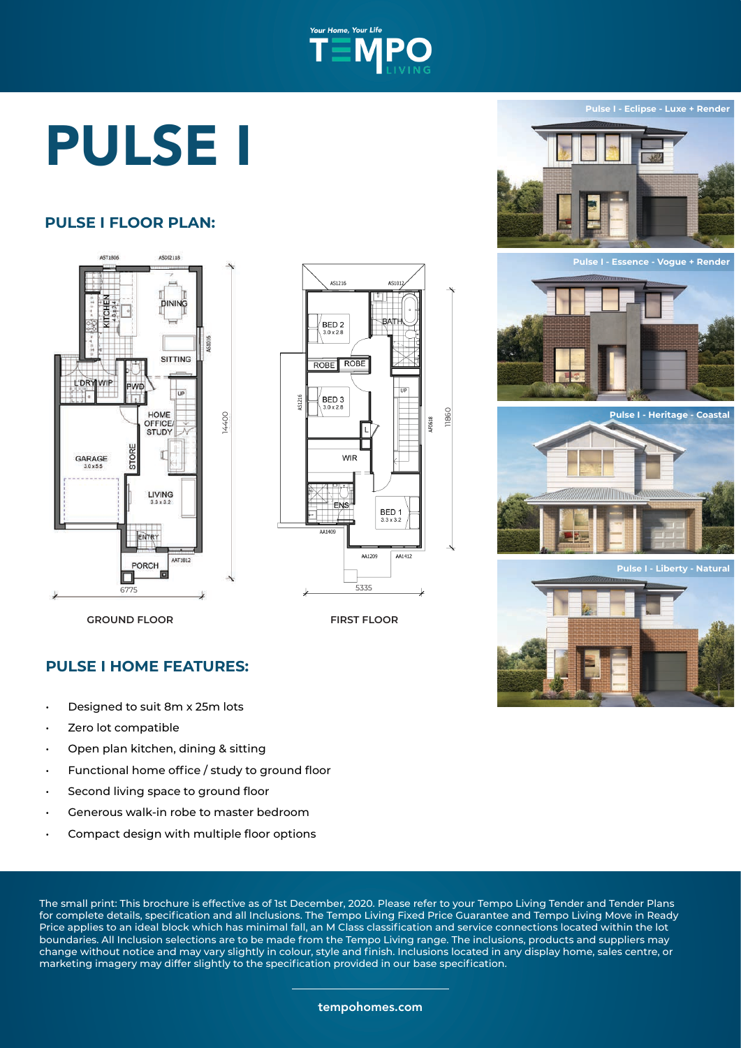# PULSE I

## PULSE I FLOOR PLAN:

GROUND FLOOR

FIRST FLOOR

Pulse I - Eclipse - Luxe + Render

Pulse I - Essence - Vogue + Render

Pulse I - Heritage - Coastal

Pulse I - Liberty - Natural

## PULSE I HOME FEATURES:

- Designed to suit 8m x 25m lots
- Zero lot compatible
- Open plan kitchen, dining & sitting
- Functional home office / study to ground floor
- Second living space to ground floor
- Generous walk-in robe to master bedroom
- Compact design with multiple floor options

The small print: This brochure is effective as of 1st December, 2020. Please refer to your Tempo Living Tender and Tender Plans for complete details, specification and all Inclusions. The Tempo Living Fixed Price Guarantee and Tempo Living Move in Ready Price applies to an ideal block which has minimal fall, an M Class classification and service connections located within the lot boundaries. All Inclusion selections are to be made from the Tempo Living range. The inclusions, products and suppliers may change without notice and may vary slightly in colour, style and finish. Inclusions located in any display home, sales centre, or marketing imagery may differ slightly to the specification provided in our base specification.

tempohomes.com